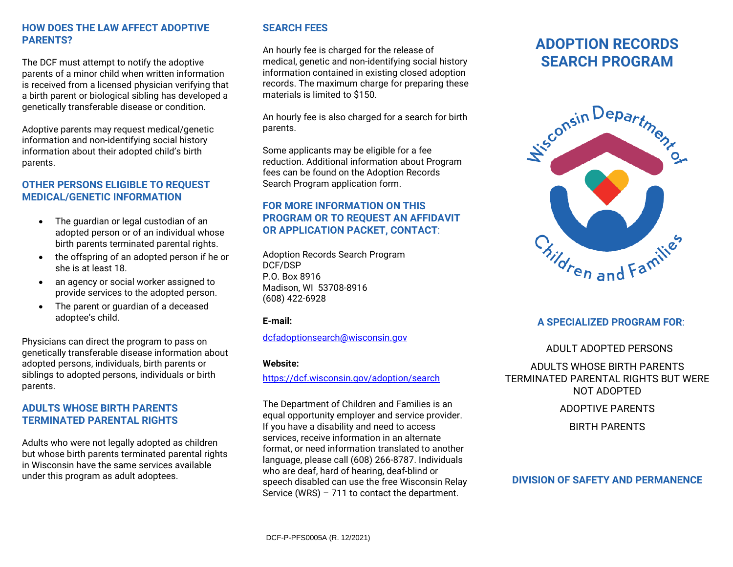## HOW DOES THE LAW AFFECT ADOPTIVE PARENTS?

The DCF must attempt to notify the adoptive parents of a minor child when written information is received from a licensed physician verifying that a birth parent or biological sibling has developed a genetically transferable disease or condition.

Adoptive parents may request medical/genetic information and non-identifying social history information about their adopted child's birth parents.

## OTHER PERSONS ELIGIBLE TO REQUEST MEDICAL/GENETIC INFORMATION

- The guardian or legal custodian of an adopted person or of an individual whose birth parents terminated parental rights.
- the offspring of an adopted person if he or she is at least 18.
- an agency or social worker assigned to provide services to the adopted person.
- The parent or guardian of a deceased adoptee's child.

Physicians can direct the program to pass on genetically transferable disease information about adopted persons, individuals, birth parents or siblings to adopted persons, individuals or birth parents.

## ADULTS WHOSE BIRTH PARENTS TERMINATED PARENTAL RIGHTS

Adults who were not legally adopted as children but whose birth parents terminated parental rights in Wisconsin have the same services available under this program as adult adoptees.

## SEARCH FEES

An hourly fee is charged for the release of medical, genetic and non-identifying social history information contained in existing closed adoption records. The maximum charge for preparing these materials is limited to $150.

An hourly fee is also charged for a search for birth parents.

Some applicants may be eligible for a fee reduction. Additional information about Program fees can be found on the Adoption Records Search Program application form.

## FOR MORE INFORMATION ON THIS PROGRAM OR TO REQUEST AN AFFIDAVIT OR APPLICATION PACKET, CONTACT:

Adoption Records Search Program
DCF/DSP
P.O. Box 8916
Madison, WI 53708-8916
(608) 422-6928

**E-mail:**

dcfadoptionsearch@wisconsin.gov

**Website:**

https://dcf.wisconsin.gov/adoption/search

The Department of Children and Families is an equal opportunity employer and service provider. If you have a disability and need to access services, receive information in an alternate format, or need information translated to another language, please call (608) 266-8787. Individuals who are deaf, hard of hearing, deaf-blind or speech disabled can use the free Wisconsin Relay Service (WRS) – 711 to contact the department.

DCF-P-PFS0005A (R. 12/2021)

# ADOPTION RECORDS SEARCH PROGRAM

Wisconsin Department of Children and Families

## A SPECIALIZED PROGRAM FOR:

ADULT ADOPTED PERSONS

ADULTS WHOSE BIRTH PARENTS TERMINATED PARENTAL RIGHTS BUT WERE NOT ADOPTED

ADOPTIVE PARENTS

BIRTH PARENTS

## DIVISION OF SAFETY AND PERMANENCE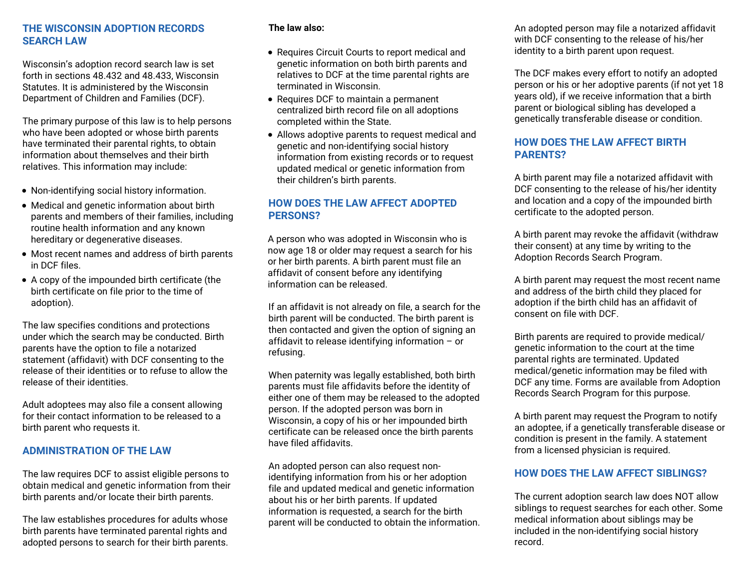## THE WISCONSIN ADOPTION RECORDS SEARCH LAW

Wisconsin's adoption record search law is set forth in sections 48.432 and 48.433, Wisconsin Statutes. It is administered by the Wisconsin Department of Children and Families (DCF).

The primary purpose of this law is to help persons who have been adopted or whose birth parents have terminated their parental rights, to obtain information about themselves and their birth relatives. This information may include:

- Non-identifying social history information.
- Medical and genetic information about birth parents and members of their families, including routine health information and any known hereditary or degenerative diseases.
- Most recent names and address of birth parents in DCF files.
- A copy of the impounded birth certificate (the birth certificate on file prior to the time of adoption).

The law specifies conditions and protections under which the search may be conducted. Birth parents have the option to file a notarized statement (affidavit) with DCF consenting to the release of their identities or to refuse to allow the release of their identities.

Adult adoptees may also file a consent allowing for their contact information to be released to a birth parent who requests it.

## ADMINISTRATION OF THE LAW

The law requires DCF to assist eligible persons to obtain medical and genetic information from their birth parents and/or locate their birth parents.

The law establishes procedures for adults whose birth parents have terminated parental rights and adopted persons to search for their birth parents.

**The law also:**

- Requires Circuit Courts to report medical and genetic information on both birth parents and relatives to DCF at the time parental rights are terminated in Wisconsin.
- Requires DCF to maintain a permanent centralized birth record file on all adoptions completed within the State.
- Allows adoptive parents to request medical and genetic and non-identifying social history information from existing records or to request updated medical or genetic information from their children's birth parents.

## HOW DOES THE LAW AFFECT ADOPTED PERSONS?

A person who was adopted in Wisconsin who is now age 18 or older may request a search for his or her birth parents. A birth parent must file an affidavit of consent before any identifying information can be released.

If an affidavit is not already on file, a search for the birth parent will be conducted. The birth parent is then contacted and given the option of signing an affidavit to release identifying information – or refusing.

When paternity was legally established, both birth parents must file affidavits before the identity of either one of them may be released to the adopted person. If the adopted person was born in Wisconsin, a copy of his or her impounded birth certificate can be released once the birth parents have filed affidavits.

An adopted person can also request non-identifying information from his or her adoption file and updated medical and genetic information about his or her birth parents. If updated information is requested, a search for the birth parent will be conducted to obtain the information.

An adopted person may file a notarized affidavit with DCF consenting to the release of his/her identity to a birth parent upon request.

The DCF makes every effort to notify an adopted person or his or her adoptive parents (if not yet 18 years old), if we receive information that a birth parent or biological sibling has developed a genetically transferable disease or condition.

## HOW DOES THE LAW AFFECT BIRTH PARENTS?

A birth parent may file a notarized affidavit with DCF consenting to the release of his/her identity and location and a copy of the impounded birth certificate to the adopted person.

A birth parent may revoke the affidavit (withdraw their consent) at any time by writing to the Adoption Records Search Program.

A birth parent may request the most recent name and address of the birth child they placed for adoption if the birth child has an affidavit of consent on file with DCF.

Birth parents are required to provide medical/genetic information to the court at the time parental rights are terminated. Updated medical/genetic information may be filed with DCF any time. Forms are available from Adoption Records Search Program for this purpose.

A birth parent may request the Program to notify an adoptee, if a genetically transferable disease or condition is present in the family. A statement from a licensed physician is required.

## HOW DOES THE LAW AFFECT SIBLINGS?

The current adoption search law does NOT allow siblings to request searches for each other. Some medical information about siblings may be included in the non-identifying social history record.